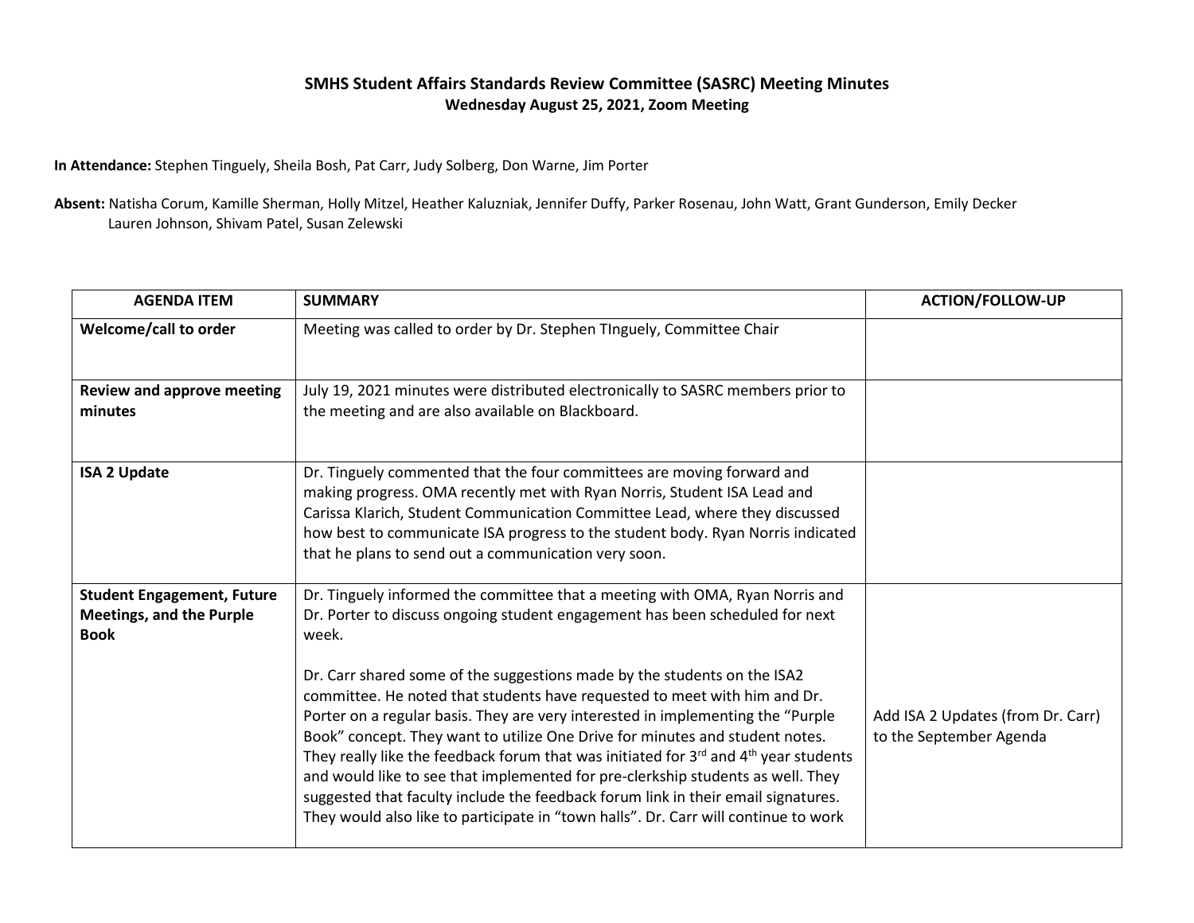# SMHS Student Affairs Standards Review Committee (SASRC) Meeting Minutes

**Wednesday August 25, 2021, Zoom Meeting**

**In Attendance:** Stephen Tinguely, Sheila Bosh, Pat Carr, Judy Solberg, Don Warne, Jim Porter

**Absent:** Natisha Corum, Kamille Sherman, Holly Mitzel, Heather Kaluzniak, Jennifer Duffy, Parker Rosenau, John Watt, Grant Gunderson, Emily Decker Lauren Johnson, Shivam Patel, Susan Zelewski

| AGENDA ITEM | SUMMARY | ACTION/FOLLOW-UP |
|---|---|---|
| **Welcome/call to order** | Meeting was called to order by Dr. Stephen TInguely, Committee Chair | |
| **Review and approve meeting minutes** | July 19, 2021 minutes were distributed electronically to SASRC members prior to the meeting and are also available on Blackboard. | |
| **ISA 2 Update** | Dr. Tinguely commented that the four committees are moving forward and making progress. OMA recently met with Ryan Norris, Student ISA Lead and Carissa Klarich, Student Communication Committee Lead, where they discussed how best to communicate ISA progress to the student body. Ryan Norris indicated that he plans to send out a communication very soon. | |
| **Student Engagement, Future Meetings, and the Purple Book** | Dr. Tinguely informed the committee that a meeting with OMA, Ryan Norris and Dr. Porter to discuss ongoing student engagement has been scheduled for next week.<br><br>Dr. Carr shared some of the suggestions made by the students on the ISA2 committee. He noted that students have requested to meet with him and Dr. Porter on a regular basis. They are very interested in implementing the "Purple Book" concept. They want to utilize One Drive for minutes and student notes. They really like the feedback forum that was initiated for 3rd and 4th year students and would like to see that implemented for pre-clerkship students as well. They suggested that faculty include the feedback forum link in their email signatures. They would also like to participate in "town halls". Dr. Carr will continue to work | Add ISA 2 Updates (from Dr. Carr) to the September Agenda |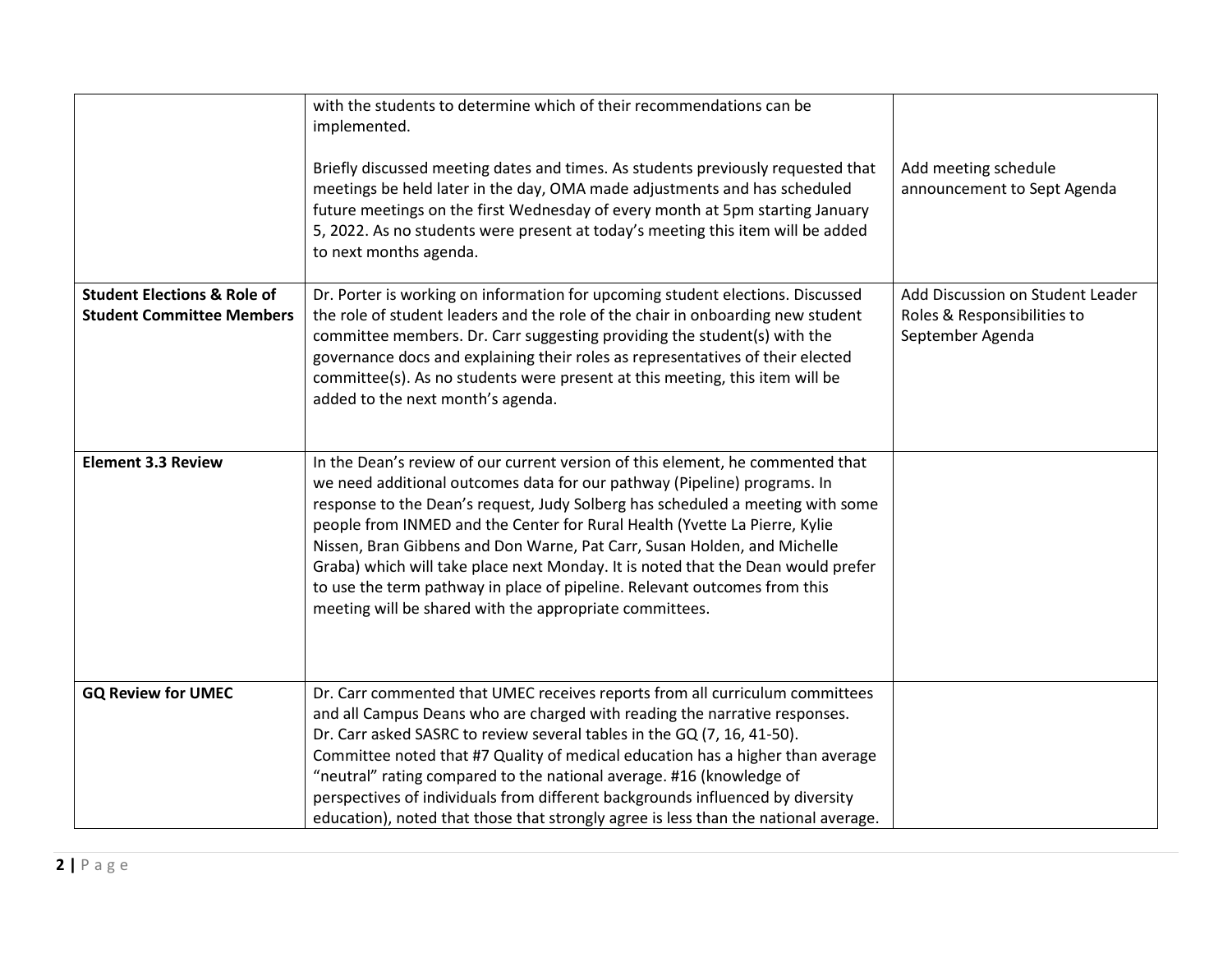| | | |
|---|---|---|
| | with the students to determine which of their recommendations can be implemented.<br><br>Briefly discussed meeting dates and times. As students previously requested that meetings be held later in the day, OMA made adjustments and has scheduled future meetings on the first Wednesday of every month at 5pm starting January 5, 2022. As no students were present at today's meeting this item will be added to next months agenda. | <br><br><br>Add meeting schedule announcement to Sept Agenda |
| **Student Elections & Role of Student Committee Members** | Dr. Porter is working on information for upcoming student elections. Discussed the role of student leaders and the role of the chair in onboarding new student committee members. Dr. Carr suggesting providing the student(s) with the governance docs and explaining their roles as representatives of their elected committee(s). As no students were present at this meeting, this item will be added to the next month's agenda. | Add Discussion on Student Leader Roles & Responsibilities to September Agenda |
| **Element 3.3 Review** | In the Dean's review of our current version of this element, he commented that we need additional outcomes data for our pathway (Pipeline) programs. In response to the Dean's request, Judy Solberg has scheduled a meeting with some people from INMED and the Center for Rural Health (Yvette La Pierre, Kylie Nissen, Bran Gibbens and Don Warne, Pat Carr, Susan Holden, and Michelle Graba) which will take place next Monday. It is noted that the Dean would prefer to use the term pathway in place of pipeline. Relevant outcomes from this meeting will be shared with the appropriate committees. | |
| **GQ Review for UMEC** | Dr. Carr commented that UMEC receives reports from all curriculum committees and all Campus Deans who are charged with reading the narrative responses. Dr. Carr asked SASRC to review several tables in the GQ (7, 16, 41-50). Committee noted that #7 Quality of medical education has a higher than average "neutral" rating compared to the national average. #16 (knowledge of perspectives of individuals from different backgrounds influenced by diversity education), noted that those that strongly agree is less than the national average. | |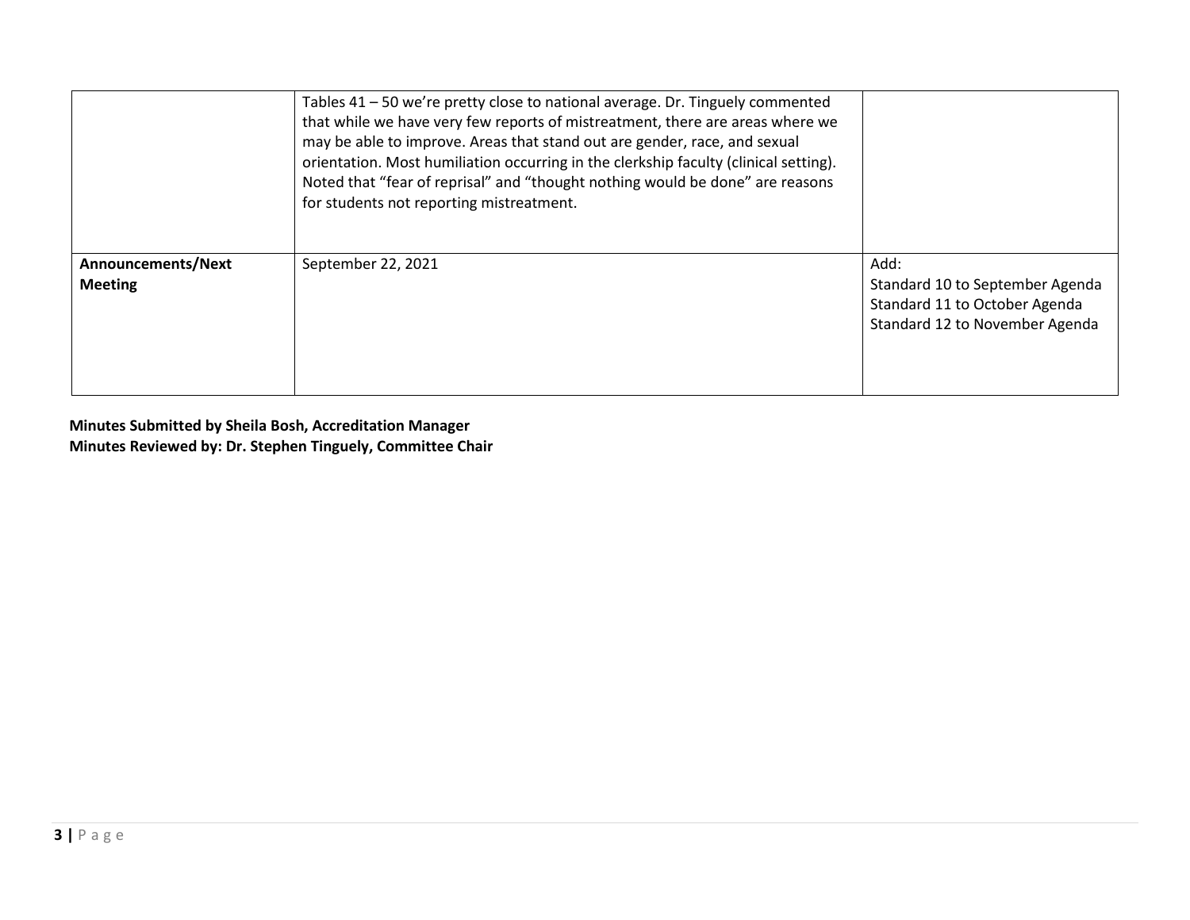| | | |
|---|---|---|
| | Tables 41 – 50 we're pretty close to national average. Dr. Tinguely commented that while we have very few reports of mistreatment, there are areas where we may be able to improve. Areas that stand out are gender, race, and sexual orientation. Most humiliation occurring in the clerkship faculty (clinical setting). Noted that "fear of reprisal" and "thought nothing would be done" are reasons for students not reporting mistreatment. | |
| **Announcements/Next Meeting** | September 22, 2021 | Add:<br>Standard 10 to September Agenda<br>Standard 11 to October Agenda<br>Standard 12 to November Agenda |

**Minutes Submitted by Sheila Bosh, Accreditation Manager**
**Minutes Reviewed by: Dr. Stephen Tinguely, Committee Chair**